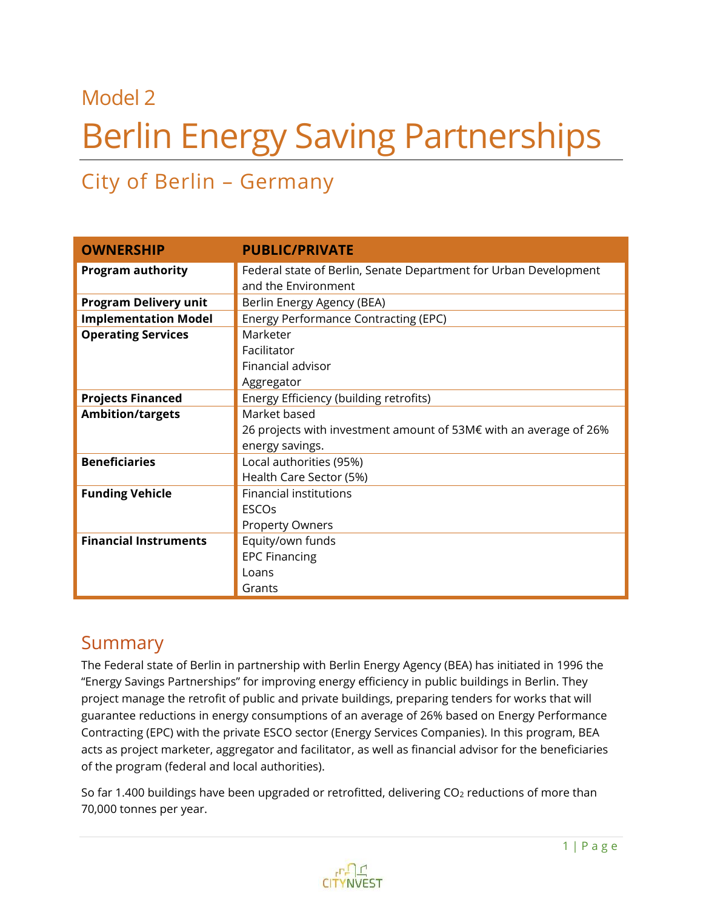Model 2

# Berlin Energy Saving Partnerships

## City of Berlin – Germany

| OWNERSHIP | PUBLIC/PRIVATE |
|---|---|
| **Program authority** | Federal state of Berlin, Senate Department for Urban Development and the Environment |
| **Program Delivery unit** | Berlin Energy Agency (BEA) |
| **Implementation Model** | Energy Performance Contracting (EPC) |
| **Operating Services** | Marketer<br>Facilitator<br>Financial advisor<br>Aggregator |
| **Projects Financed** | Energy Efficiency (building retrofits) |
| **Ambition/targets** | Market based<br>26 projects with investment amount of 53M€ with an average of 26% energy savings. |
| **Beneficiaries** | Local authorities (95%)<br>Health Care Sector (5%) |
| **Funding Vehicle** | Financial institutions<br>ESCOs<br>Property Owners |
| **Financial Instruments** | Equity/own funds<br>EPC Financing<br>Loans<br>Grants |

## Summary

The Federal state of Berlin in partnership with Berlin Energy Agency (BEA) has initiated in 1996 the "Energy Savings Partnerships" for improving energy efficiency in public buildings in Berlin. They project manage the retrofit of public and private buildings, preparing tenders for works that will guarantee reductions in energy consumptions of an average of 26% based on Energy Performance Contracting (EPC) with the private ESCO sector (Energy Services Companies). In this program, BEA acts as project marketer, aggregator and facilitator, as well as financial advisor for the beneficiaries of the program (federal and local authorities).

So far 1.400 buildings have been upgraded or retrofitted, delivering $CO_2$ reductions of more than 70,000 tonnes per year.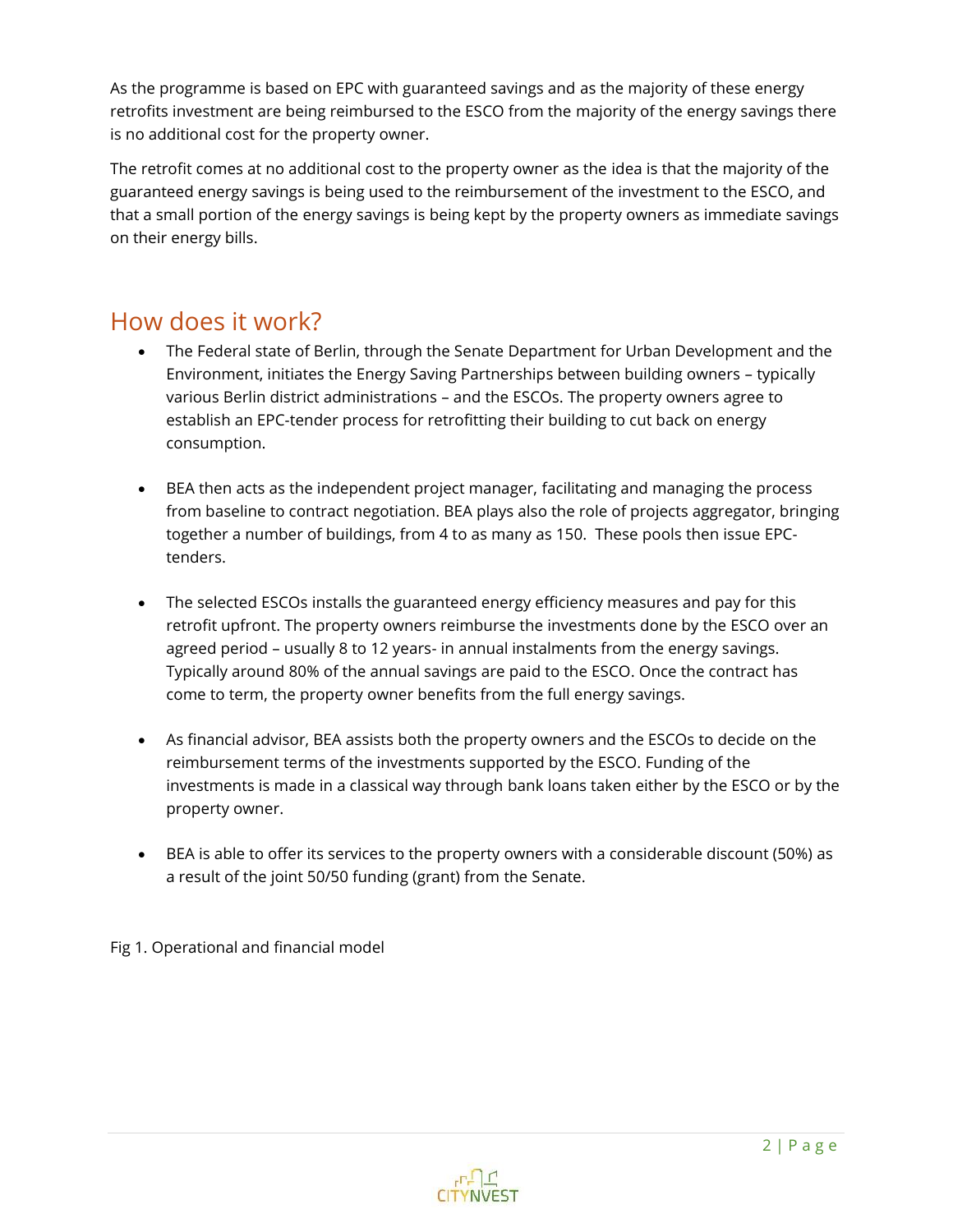As the programme is based on EPC with guaranteed savings and as the majority of these energy retrofits investment are being reimbursed to the ESCO from the majority of the energy savings there is no additional cost for the property owner.

The retrofit comes at no additional cost to the property owner as the idea is that the majority of the guaranteed energy savings is being used to the reimbursement of the investment to the ESCO, and that a small portion of the energy savings is being kept by the property owners as immediate savings on their energy bills.

## How does it work?

- The Federal state of Berlin, through the Senate Department for Urban Development and the Environment, initiates the Energy Saving Partnerships between building owners – typically various Berlin district administrations – and the ESCOs. The property owners agree to establish an EPC-tender process for retrofitting their building to cut back on energy consumption.

- BEA then acts as the independent project manager, facilitating and managing the process from baseline to contract negotiation. BEA plays also the role of projects aggregator, bringing together a number of buildings, from 4 to as many as 150. These pools then issue EPC-tenders.

- The selected ESCOs installs the guaranteed energy efficiency measures and pay for this retrofit upfront. The property owners reimburse the investments done by the ESCO over an agreed period – usually 8 to 12 years- in annual instalments from the energy savings. Typically around 80% of the annual savings are paid to the ESCO. Once the contract has come to term, the property owner benefits from the full energy savings.

- As financial advisor, BEA assists both the property owners and the ESCOs to decide on the reimbursement terms of the investments supported by the ESCO. Funding of the investments is made in a classical way through bank loans taken either by the ESCO or by the property owner.

- BEA is able to offer its services to the property owners with a considerable discount (50%) as a result of the joint 50/50 funding (grant) from the Senate.

Fig 1. Operational and financial model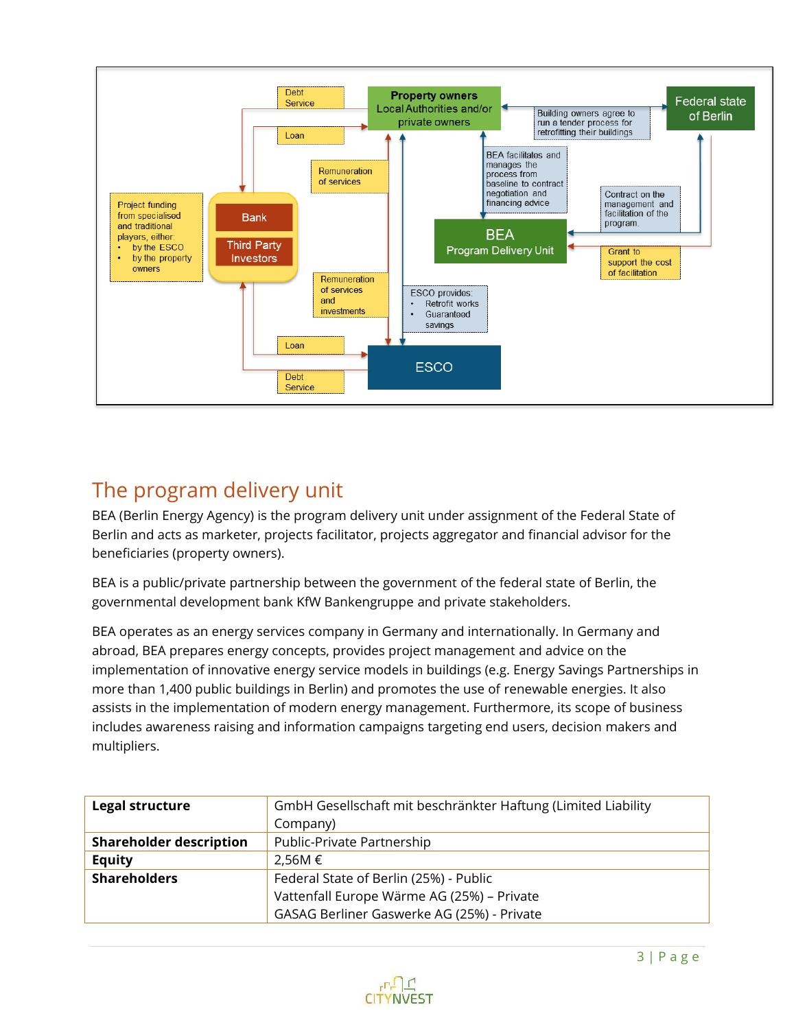## The program delivery unit

BEA (Berlin Energy Agency) is the program delivery unit under assignment of the Federal State of Berlin and acts as marketer, projects facilitator, projects aggregator and financial advisor for the beneficiaries (property owners).

BEA is a public/private partnership between the government of the federal state of Berlin, the governmental development bank KfW Bankengruppe and private stakeholders.

BEA operates as an energy services company in Germany and internationally. In Germany and abroad, BEA prepares energy concepts, provides project management and advice on the implementation of innovative energy service models in buildings (e.g. Energy Savings Partnerships in more than 1,400 public buildings in Berlin) and promotes the use of renewable energies. It also assists in the implementation of modern energy management. Furthermore, its scope of business includes awareness raising and information campaigns targeting end users, decision makers and multipliers.

| | |
|---|---|
| **Legal structure** | GmbH Gesellschaft mit beschränkter Haftung (Limited Liability Company) |
| **Shareholder description** | Public-Private Partnership |
| **Equity** | 2,56M € |
| **Shareholders** | Federal State of Berlin (25%) - Public<br>Vattenfall Europe Wärme AG (25%) – Private<br>GASAG Berliner Gaswerke AG (25%) - Private |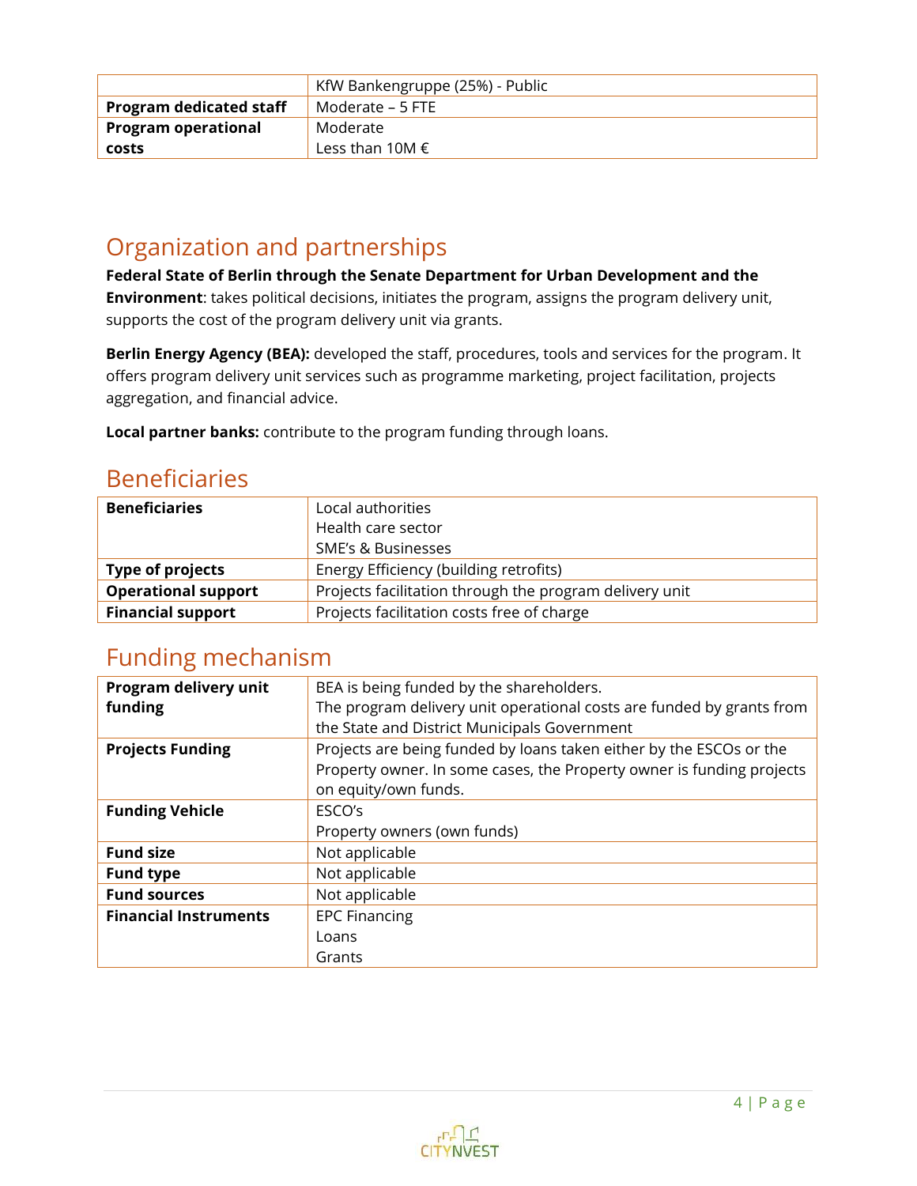|  |  |
|---|---|
|  | KfW Bankengruppe (25%) - Public |
| **Program dedicated staff** | Moderate – 5 FTE |
| **Program operational costs** | Moderate<br>Less than 10M € |

## Organization and partnerships

**Federal State of Berlin through the Senate Department for Urban Development and the Environment**: takes political decisions, initiates the program, assigns the program delivery unit, supports the cost of the program delivery unit via grants.

**Berlin Energy Agency (BEA):** developed the staff, procedures, tools and services for the program. It offers program delivery unit services such as programme marketing, project facilitation, projects aggregation, and financial advice.

**Local partner banks:** contribute to the program funding through loans.

## Beneficiaries

|  |  |
|---|---|
| **Beneficiaries** | Local authorities<br>Health care sector<br>SME's & Businesses |
| **Type of projects** | Energy Efficiency (building retrofits) |
| **Operational support** | Projects facilitation through the program delivery unit |
| **Financial support** | Projects facilitation costs free of charge |

## Funding mechanism

|  |  |
|---|---|
| **Program delivery unit funding** | BEA is being funded by the shareholders.<br>The program delivery unit operational costs are funded by grants from the State and District Municipals Government |
| **Projects Funding** | Projects are being funded by loans taken either by the ESCOs or the Property owner. In some cases, the Property owner is funding projects on equity/own funds. |
| **Funding Vehicle** | ESCO's<br>Property owners (own funds) |
| **Fund size** | Not applicable |
| **Fund type** | Not applicable |
| **Fund sources** | Not applicable |
| **Financial Instruments** | EPC Financing<br>Loans<br>Grants |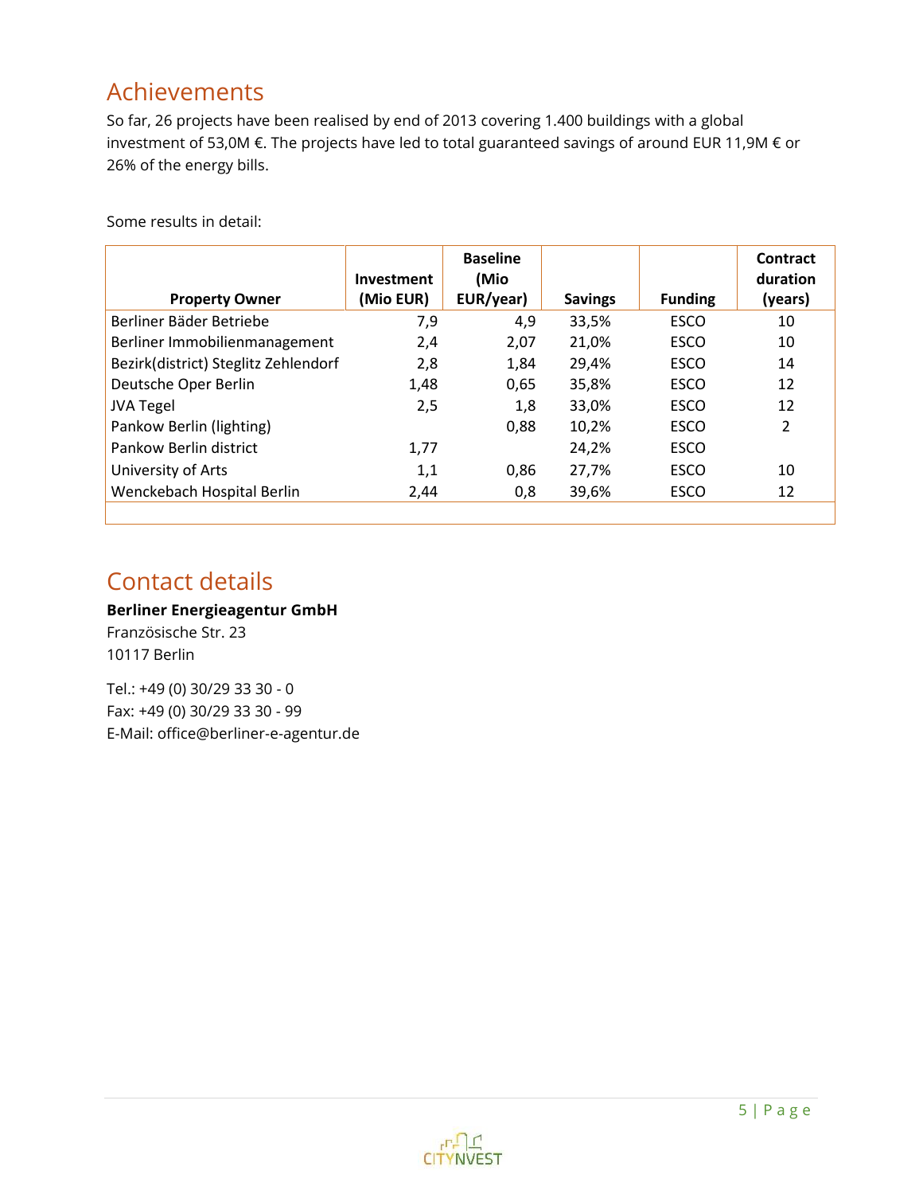## Achievements

So far, 26 projects have been realised by end of 2013 covering 1.400 buildings with a global investment of 53,0M €. The projects have led to total guaranteed savings of around EUR 11,9M € or 26% of the energy bills.

Some results in detail:

| Property Owner | Investment (Mio EUR) | Baseline (Mio EUR/year) | Savings | Funding | Contract duration (years) |
|---|---|---|---|---|---|
| Berliner Bäder Betriebe | 7,9 | 4,9 | 33,5% | ESCO | 10 |
| Berliner Immobilienmanagement | 2,4 | 2,07 | 21,0% | ESCO | 10 |
| Bezirk(district) Steglitz Zehlendorf | 2,8 | 1,84 | 29,4% | ESCO | 14 |
| Deutsche Oper Berlin | 1,48 | 0,65 | 35,8% | ESCO | 12 |
| JVA Tegel | 2,5 | 1,8 | 33,0% | ESCO | 12 |
| Pankow Berlin (lighting) | | 0,88 | 10,2% | ESCO | 2 |
| Pankow Berlin district | 1,77 | | 24,2% | ESCO | |
| University of Arts | 1,1 | 0,86 | 27,7% | ESCO | 10 |
| Wenckebach Hospital Berlin | 2,44 | 0,8 | 39,6% | ESCO | 12 |

## Contact details

**Berliner Energieagentur GmbH**
Französische Str. 23
10117 Berlin

Tel.: +49 (0) 30/29 33 30 - 0
Fax: +49 (0) 30/29 33 30 - 99
E-Mail: office@berliner-e-agentur.de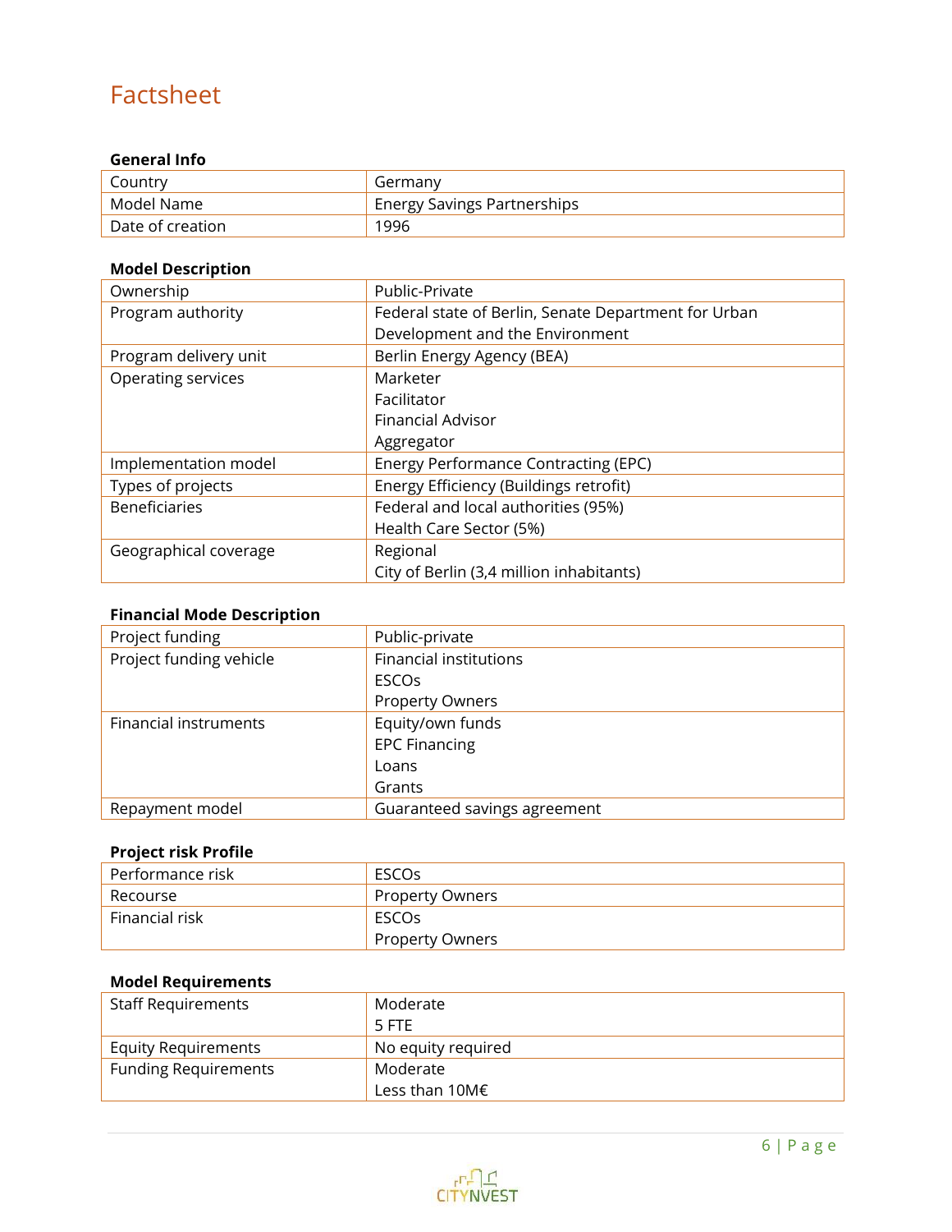# Factsheet

**General Info**

| Country | Germany |
|---|---|
| Model Name | Energy Savings Partnerships |
| Date of creation | 1996 |

**Model Description**

| Ownership | Public-Private |
|---|---|
| Program authority | Federal state of Berlin, Senate Department for Urban Development and the Environment |
| Program delivery unit | Berlin Energy Agency (BEA) |
| Operating services | Marketer<br>Facilitator<br>Financial Advisor<br>Aggregator |
| Implementation model | Energy Performance Contracting (EPC) |
| Types of projects | Energy Efficiency (Buildings retrofit) |
| Beneficiaries | Federal and local authorities (95%)<br>Health Care Sector (5%) |
| Geographical coverage | Regional<br>City of Berlin (3,4 million inhabitants) |

**Financial Mode Description**

| Project funding | Public-private |
|---|---|
| Project funding vehicle | Financial institutions<br>ESCOs<br>Property Owners |
| Financial instruments | Equity/own funds<br>EPC Financing<br>Loans<br>Grants |
| Repayment model | Guaranteed savings agreement |

**Project risk Profile**

| Performance risk | ESCOs |
|---|---|
| Recourse | Property Owners |
| Financial risk | ESCOs<br>Property Owners |

**Model Requirements**

| Staff Requirements | Moderate<br>5 FTE |
|---|---|
| Equity Requirements | No equity required |
| Funding Requirements | Moderate<br>Less than 10M€ |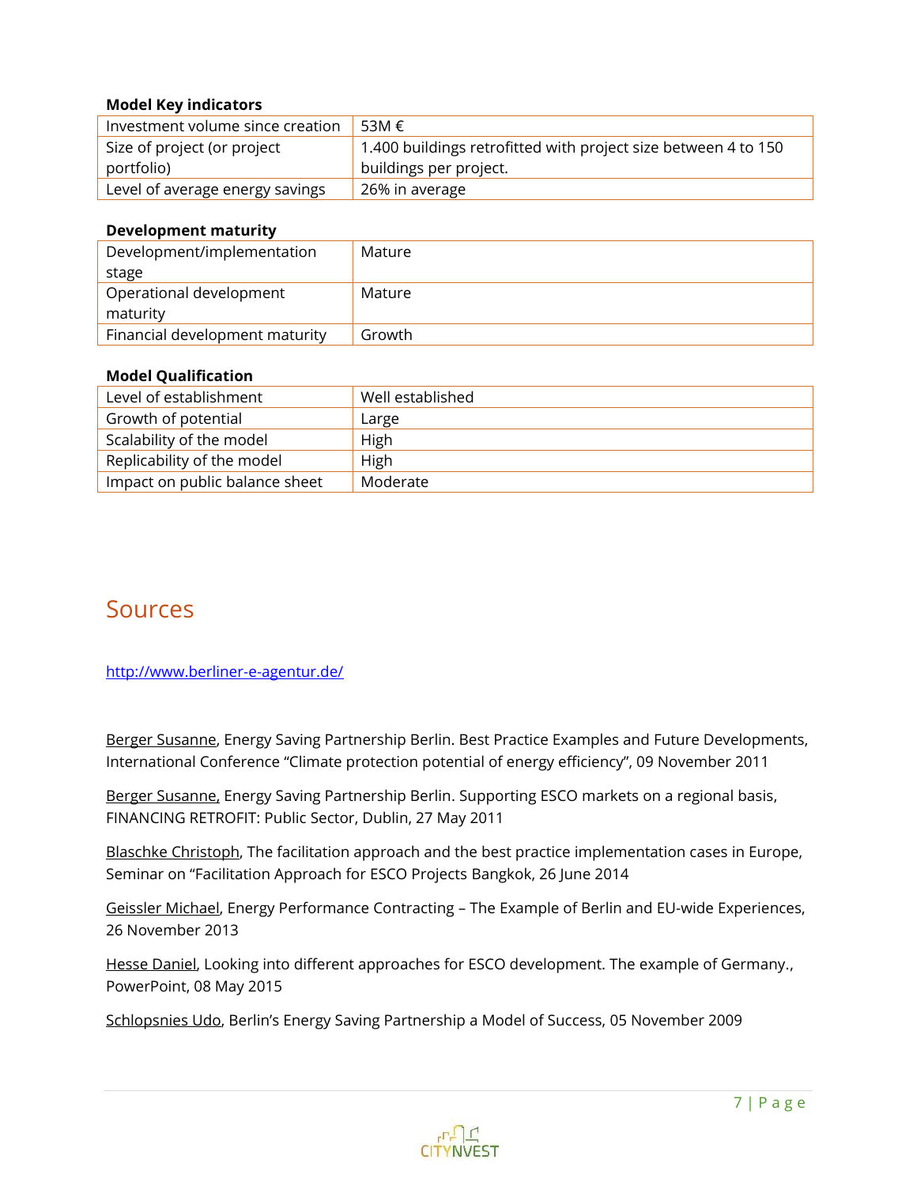**Model Key indicators**

| | |
|---|---|
| Investment volume since creation | 53M € |
| Size of project (or project portfolio) | 1.400 buildings retrofitted with project size between 4 to 150 buildings per project. |
| Level of average energy savings | 26% in average |

**Development maturity**

| | |
|---|---|
| Development/implementation stage | Mature |
| Operational development maturity | Mature |
| Financial development maturity | Growth |

**Model Qualification**

| | |
|---|---|
| Level of establishment | Well established |
| Growth of potential | Large |
| Scalability of the model | High |
| Replicability of the model | High |
| Impact on public balance sheet | Moderate |

# Sources

http://www.berliner-e-agentur.de/

Berger Susanne, Energy Saving Partnership Berlin. Best Practice Examples and Future Developments, International Conference "Climate protection potential of energy efficiency", 09 November 2011

Berger Susanne, Energy Saving Partnership Berlin. Supporting ESCO markets on a regional basis, FINANCING RETROFIT: Public Sector, Dublin, 27 May 2011

Blaschke Christoph, The facilitation approach and the best practice implementation cases in Europe, Seminar on "Facilitation Approach for ESCO Projects Bangkok, 26 June 2014

Geissler Michael, Energy Performance Contracting – The Example of Berlin and EU-wide Experiences, 26 November 2013

Hesse Daniel, Looking into different approaches for ESCO development. The example of Germany., PowerPoint, 08 May 2015

Schlopsnies Udo, Berlin's Energy Saving Partnership a Model of Success, 05 November 2009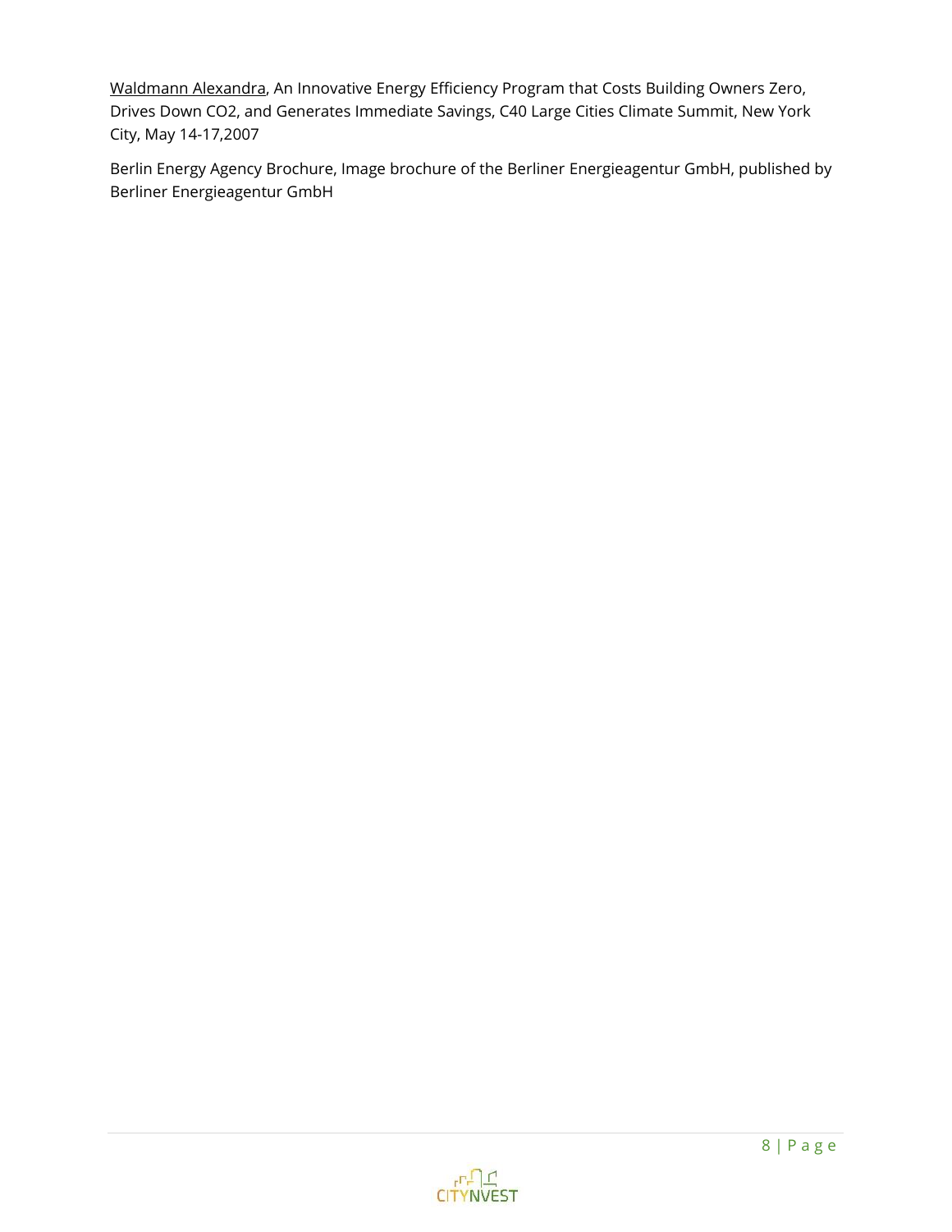Waldmann Alexandra, An Innovative Energy Efficiency Program that Costs Building Owners Zero, Drives Down $CO_2$, and Generates Immediate Savings, C40 Large Cities Climate Summit, New York City, May 14-17,2007

Berlin Energy Agency Brochure, Image brochure of the Berliner Energieagentur GmbH, published by Berliner Energieagentur GmbH